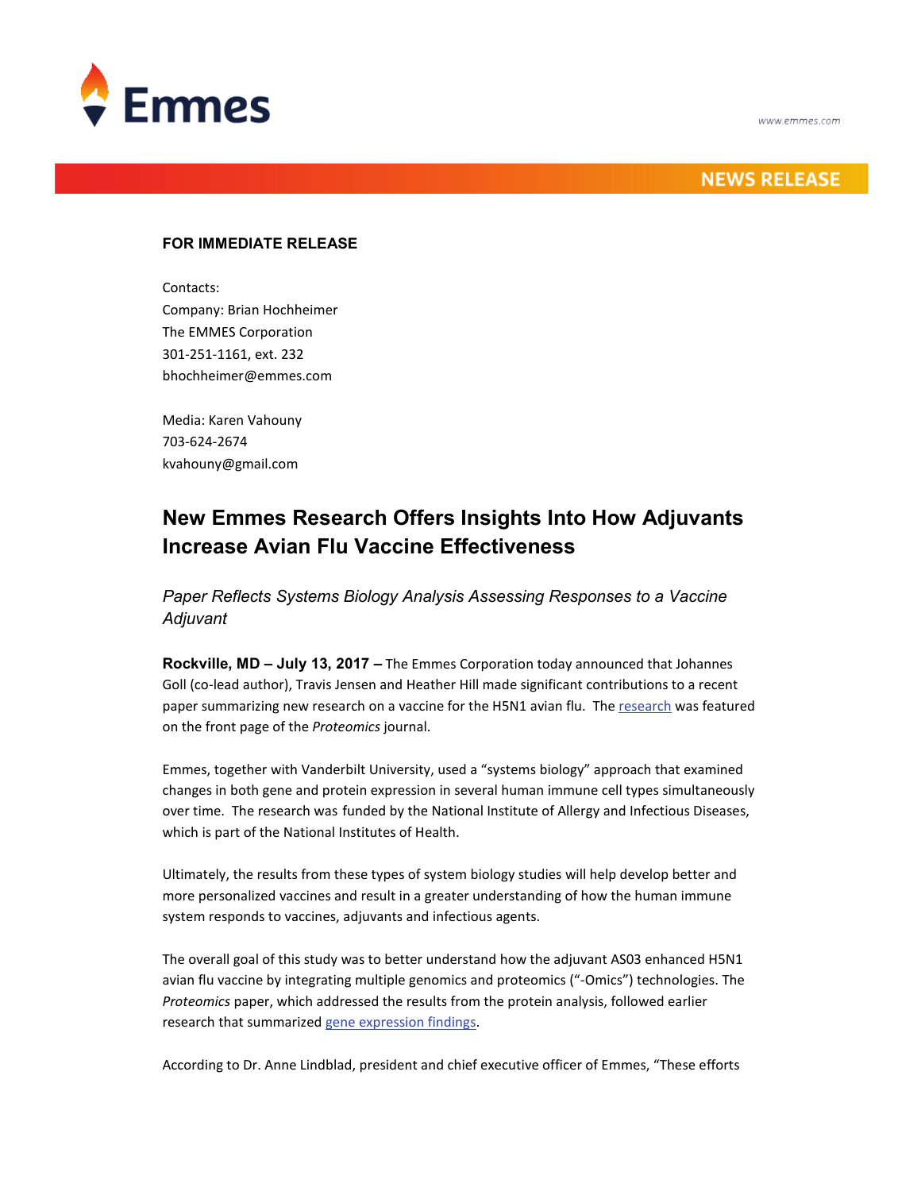Emmes

www.emmes.com

NEWS RELEASE

**FOR IMMEDIATE RELEASE**

Contacts:
Company: Brian Hochheimer
The EMMES Corporation
301-251-1161, ext. 232
bhochheimer@emmes.com

Media: Karen Vahouny
703-624-2674
kvahouny@gmail.com

# New Emmes Research Offers Insights Into How Adjuvants Increase Avian Flu Vaccine Effectiveness

*Paper Reflects Systems Biology Analysis Assessing Responses to a Vaccine Adjuvant*

**Rockville, MD – July 13, 2017 –** The Emmes Corporation today announced that Johannes Goll (co-lead author), Travis Jensen and Heather Hill made significant contributions to a recent paper summarizing new research on a vaccine for the H5N1 avian flu. The research was featured on the front page of the *Proteomics* journal.

Emmes, together with Vanderbilt University, used a "systems biology" approach that examined changes in both gene and protein expression in several human immune cell types simultaneously over time. The research was funded by the National Institute of Allergy and Infectious Diseases, which is part of the National Institutes of Health.

Ultimately, the results from these types of system biology studies will help develop better and more personalized vaccines and result in a greater understanding of how the human immune system responds to vaccines, adjuvants and infectious agents.

The overall goal of this study was to better understand how the adjuvant AS03 enhanced H5N1 avian flu vaccine by integrating multiple genomics and proteomics ("-Omics") technologies. The *Proteomics* paper, which addressed the results from the protein analysis, followed earlier research that summarized gene expression findings.

According to Dr. Anne Lindblad, president and chief executive officer of Emmes, "These efforts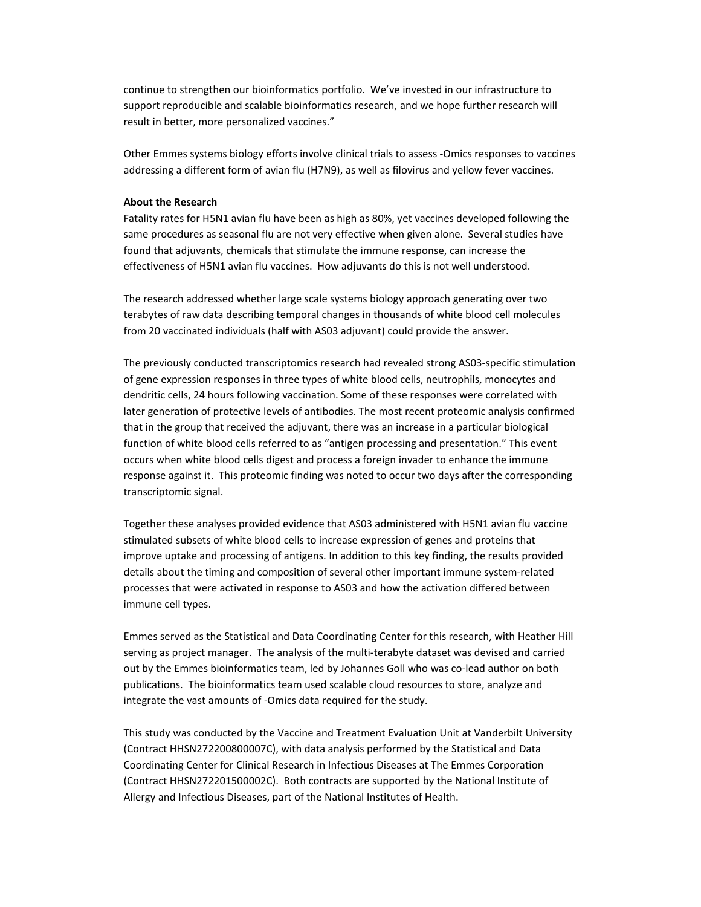continue to strengthen our bioinformatics portfolio. We've invested in our infrastructure to support reproducible and scalable bioinformatics research, and we hope further research will result in better, more personalized vaccines."

Other Emmes systems biology efforts involve clinical trials to assess -Omics responses to vaccines addressing a different form of avian flu (H7N9), as well as filovirus and yellow fever vaccines.

**About the Research**

Fatality rates for H5N1 avian flu have been as high as 80%, yet vaccines developed following the same procedures as seasonal flu are not very effective when given alone. Several studies have found that adjuvants, chemicals that stimulate the immune response, can increase the effectiveness of H5N1 avian flu vaccines. How adjuvants do this is not well understood.

The research addressed whether large scale systems biology approach generating over two terabytes of raw data describing temporal changes in thousands of white blood cell molecules from 20 vaccinated individuals (half with AS03 adjuvant) could provide the answer.

The previously conducted transcriptomics research had revealed strong AS03-specific stimulation of gene expression responses in three types of white blood cells, neutrophils, monocytes and dendritic cells, 24 hours following vaccination. Some of these responses were correlated with later generation of protective levels of antibodies. The most recent proteomic analysis confirmed that in the group that received the adjuvant, there was an increase in a particular biological function of white blood cells referred to as "antigen processing and presentation." This event occurs when white blood cells digest and process a foreign invader to enhance the immune response against it. This proteomic finding was noted to occur two days after the corresponding transcriptomic signal.

Together these analyses provided evidence that AS03 administered with H5N1 avian flu vaccine stimulated subsets of white blood cells to increase expression of genes and proteins that improve uptake and processing of antigens. In addition to this key finding, the results provided details about the timing and composition of several other important immune system-related processes that were activated in response to AS03 and how the activation differed between immune cell types.

Emmes served as the Statistical and Data Coordinating Center for this research, with Heather Hill serving as project manager. The analysis of the multi-terabyte dataset was devised and carried out by the Emmes bioinformatics team, led by Johannes Goll who was co-lead author on both publications. The bioinformatics team used scalable cloud resources to store, analyze and integrate the vast amounts of -Omics data required for the study.

This study was conducted by the Vaccine and Treatment Evaluation Unit at Vanderbilt University (Contract HHSN272200800007C), with data analysis performed by the Statistical and Data Coordinating Center for Clinical Research in Infectious Diseases at The Emmes Corporation (Contract HHSN272201500002C). Both contracts are supported by the National Institute of Allergy and Infectious Diseases, part of the National Institutes of Health.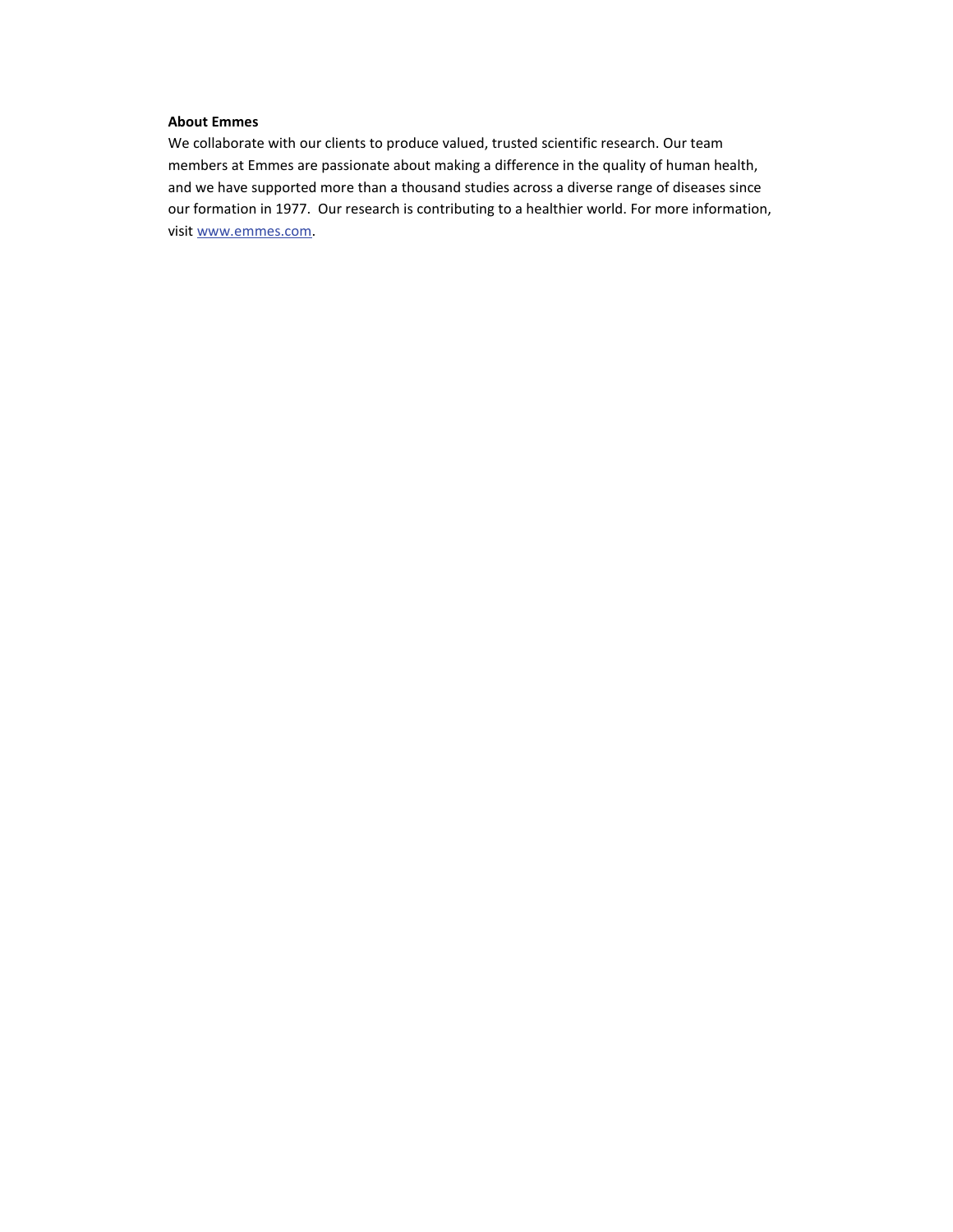**About Emmes**

We collaborate with our clients to produce valued, trusted scientific research. Our team members at Emmes are passionate about making a difference in the quality of human health, and we have supported more than a thousand studies across a diverse range of diseases since our formation in 1977. Our research is contributing to a healthier world. For more information, visit www.emmes.com.